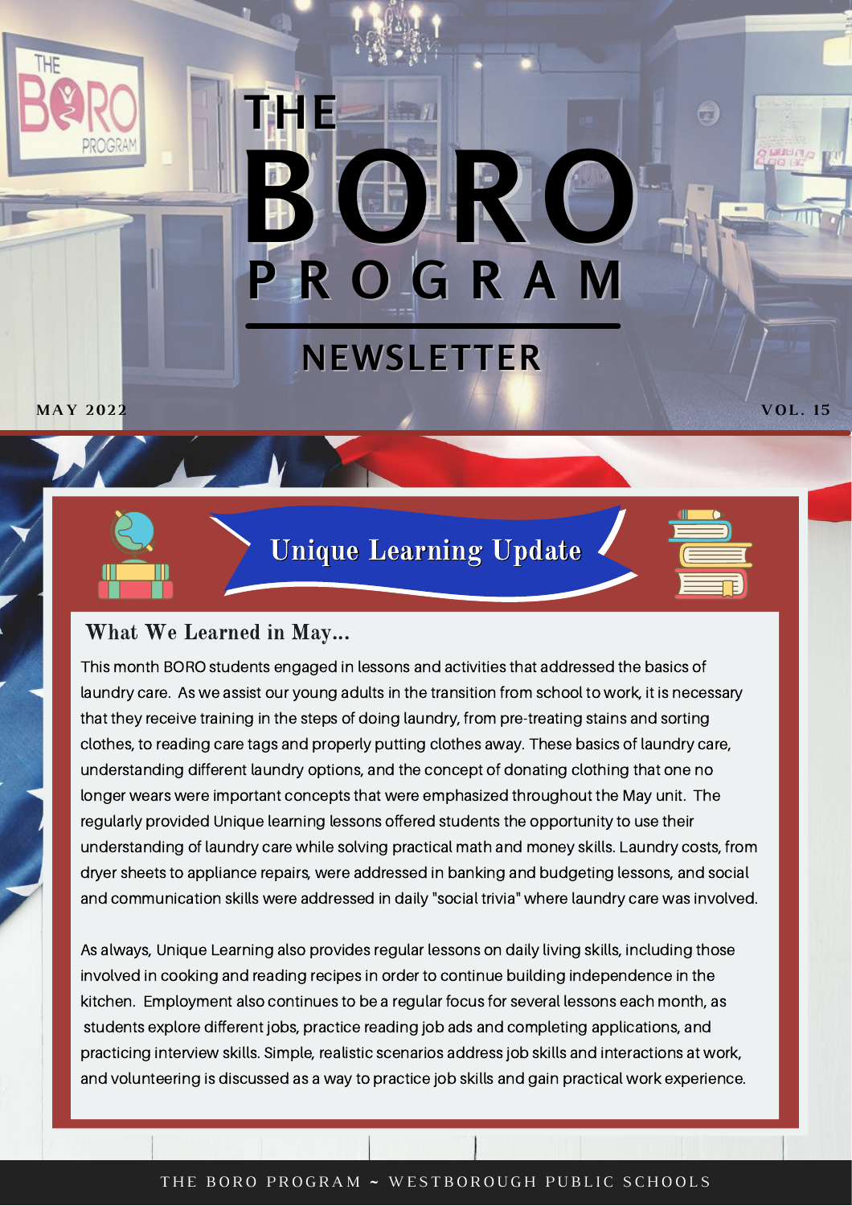# THE BORO PROGRAM NEWSLETTER

**MAY 2022** | **VOL. 15**

## Unique Learning Update

### What We Learned in May...

This month BORO students engaged in lessons and activities that addressed the basics of laundry care. As we assist our young adults in the transition from school to work, it is necessary that they receive training in the steps of doing laundry, from pre-treating stains and sorting clothes, to reading care tags and properly putting clothes away. These basics of laundry care, understanding different laundry options, and the concept of donating clothing that one no longer wears were important concepts that were emphasized throughout the May unit. The regularly provided Unique learning lessons offered students the opportunity to use their understanding of laundry care while solving practical math and money skills. Laundry costs, from dryer sheets to appliance repairs, were addressed in banking and budgeting lessons, and social and communication skills were addressed in daily "social trivia" where laundry care was involved.

As always, Unique Learning also provides regular lessons on daily living skills, including those involved in cooking and reading recipes in order to continue building independence in the kitchen. Employment also continues to be a regular focus for several lessons each month, as students explore different jobs, practice reading job ads and completing applications, and practicing interview skills. Simple, realistic scenarios address job skills and interactions at work, and volunteering is discussed as a way to practice job skills and gain practical work experience.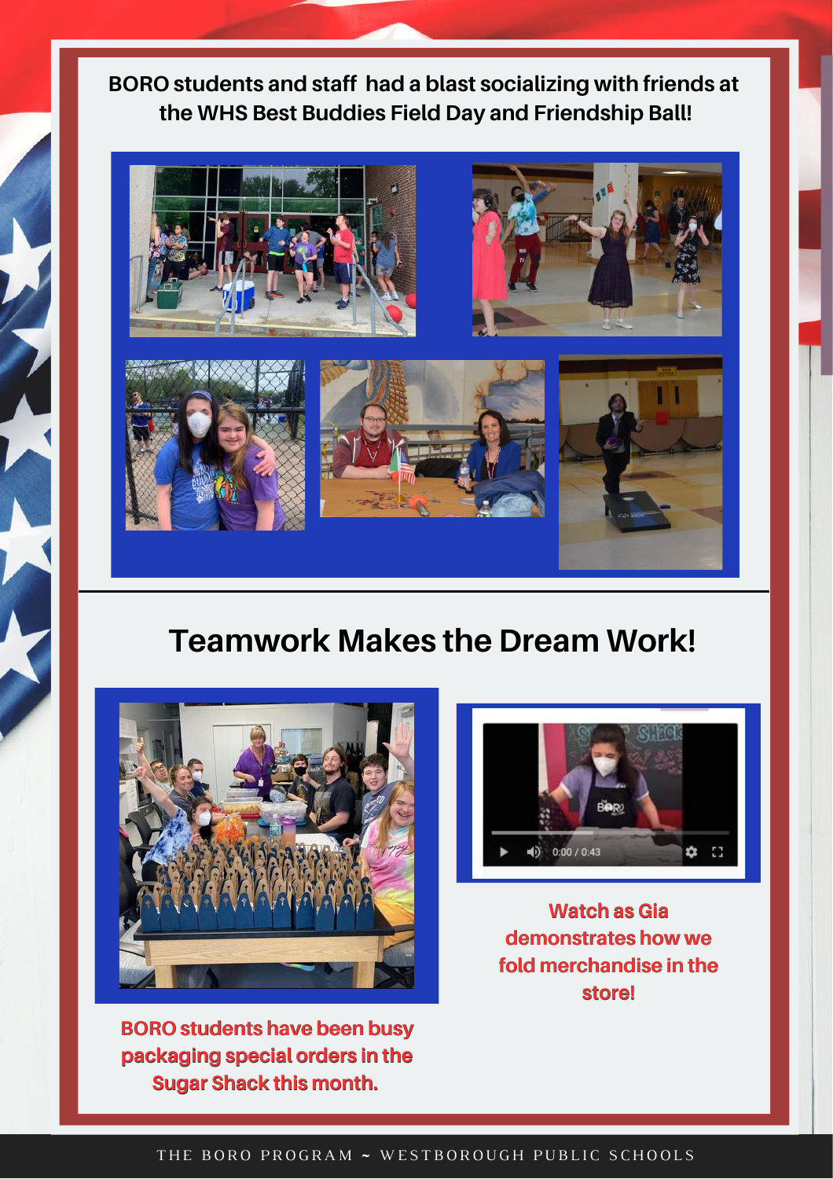**BORO students and staff had a blast socializing with friends at the WHS Best Buddies Field Day and Friendship Ball!**

## Teamwork Makes the Dream Work!

BORO students have been busy packaging special orders in the Sugar Shack this month.

Watch as Gia demonstrates how we fold merchandise in the store!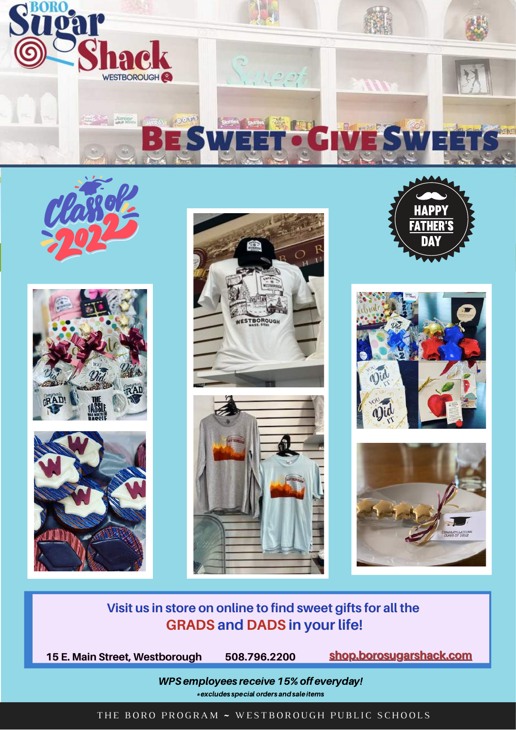# Boro Sugar Shack Westborough

## BE SWEET • GIVE SWEETS

Class of 2022

HAPPY FATHER'S DAY

Visit us in store on online to find sweet gifts for all the **GRADS** and **DADS** in your life!

15 E. Main Street, Westborough    508.796.2200    shop.borosugarshack.com

***WPS employees receive 15% off everyday!***

*\*excludes special orders and sale items*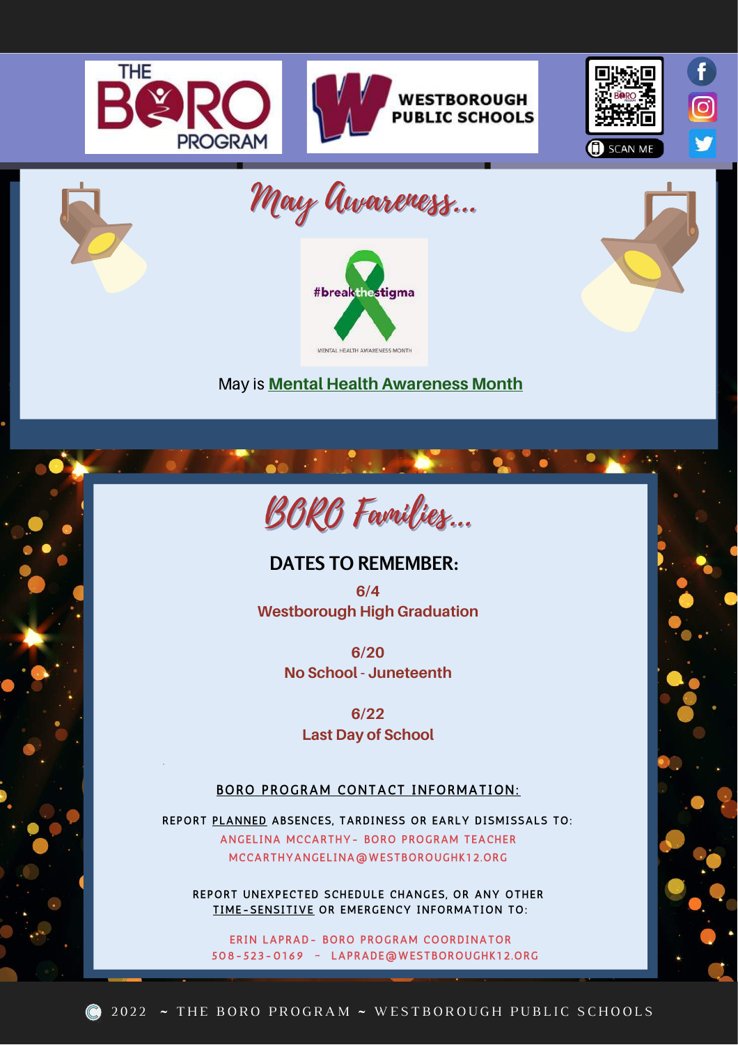THE BORO PROGRAM

WESTBOROUGH PUBLIC SCHOOLS

SCAN ME

# May Awareness...

#breakthestigma

MENTAL HEALTH AWARENESS MONTH

May is Mental Health Awareness Month

# BORO Families...

## DATES TO REMEMBER:

**6/4**
**Westborough High Graduation**

**6/20**
**No School - Juneteenth**

**6/22**
**Last Day of School**

### BORO PROGRAM CONTACT INFORMATION:

REPORT PLANNED ABSENCES, TARDINESS OR EARLY DISMISSALS TO:

ANGELINA MCCARTHY- BORO PROGRAM TEACHER
MCCARTHYANGELINA@WESTBOROUGHK12.ORG

REPORT UNEXPECTED SCHEDULE CHANGES, OR ANY OTHER TIME-SENSITIVE OR EMERGENCY INFORMATION TO:

ERIN LAPRAD- BORO PROGRAM COORDINATOR
508-523-0169 ~ LAPRADE@WESTBOROUGHK12.ORG

© 2022 ~ THE BORO PROGRAM ~ WESTBOROUGH PUBLIC SCHOOLS